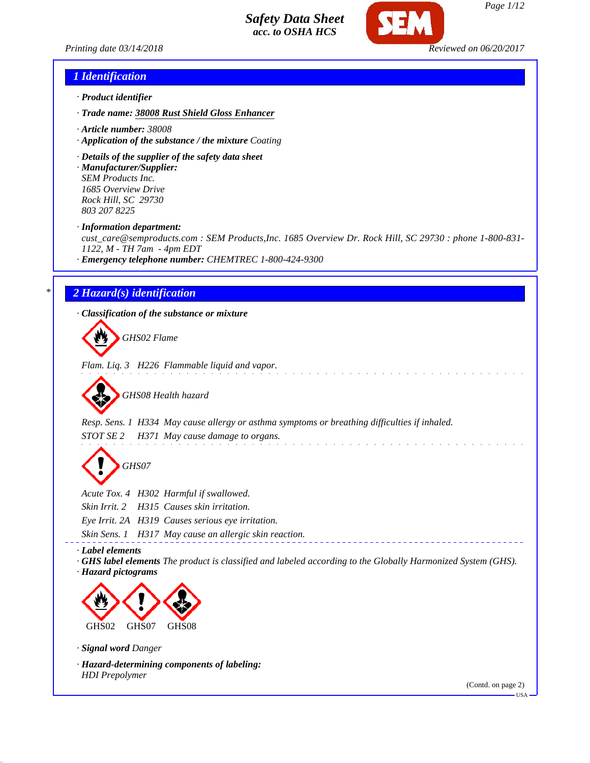# Safety Data Sheet
acc. to OSHA HCS

Printing date 03/14/2018 Reviewed on 06/20/2017

## 1 Identification

· **Product identifier**

· **Trade name: 38008 Rust Shield Gloss Enhancer**

· **Article number:** 38008

· **Application of the substance / the mixture** Coating

· **Details of the supplier of the safety data sheet**

· **Manufacturer/Supplier:**
SEM Products Inc.
1685 Overview Drive
Rock Hill, SC 29730
803 207 8225

· **Information department:**
cust_care@semproducts.com : SEM Products,Inc. 1685 Overview Dr. Rock Hill, SC 29730 : phone 1-800-831-1122, M - TH 7am - 4pm EDT

· **Emergency telephone number:** CHEMTREC 1-800-424-9300

## 2 Hazard(s) identification

· **Classification of the substance or mixture**

GHS02 Flame

Flam. Liq. 3 H226 Flammable liquid and vapor.

GHS08 Health hazard

Resp. Sens. 1 H334 May cause allergy or asthma symptoms or breathing difficulties if inhaled.
STOT SE 2 H371 May cause damage to organs.

GHS07

Acute Tox. 4 H302 Harmful if swallowed.
Skin Irrit. 2 H315 Causes skin irritation.
Eye Irrit. 2A H319 Causes serious eye irritation.
Skin Sens. 1 H317 May cause an allergic skin reaction.

· **Label elements**

· **GHS label elements** The product is classified and labeled according to the Globally Harmonized System (GHS).

· **Hazard pictograms**

GHS02 GHS07 GHS08

· **Signal word** Danger

· **Hazard-determining components of labeling:**
HDI Prepolymer

(Contd. on page 2)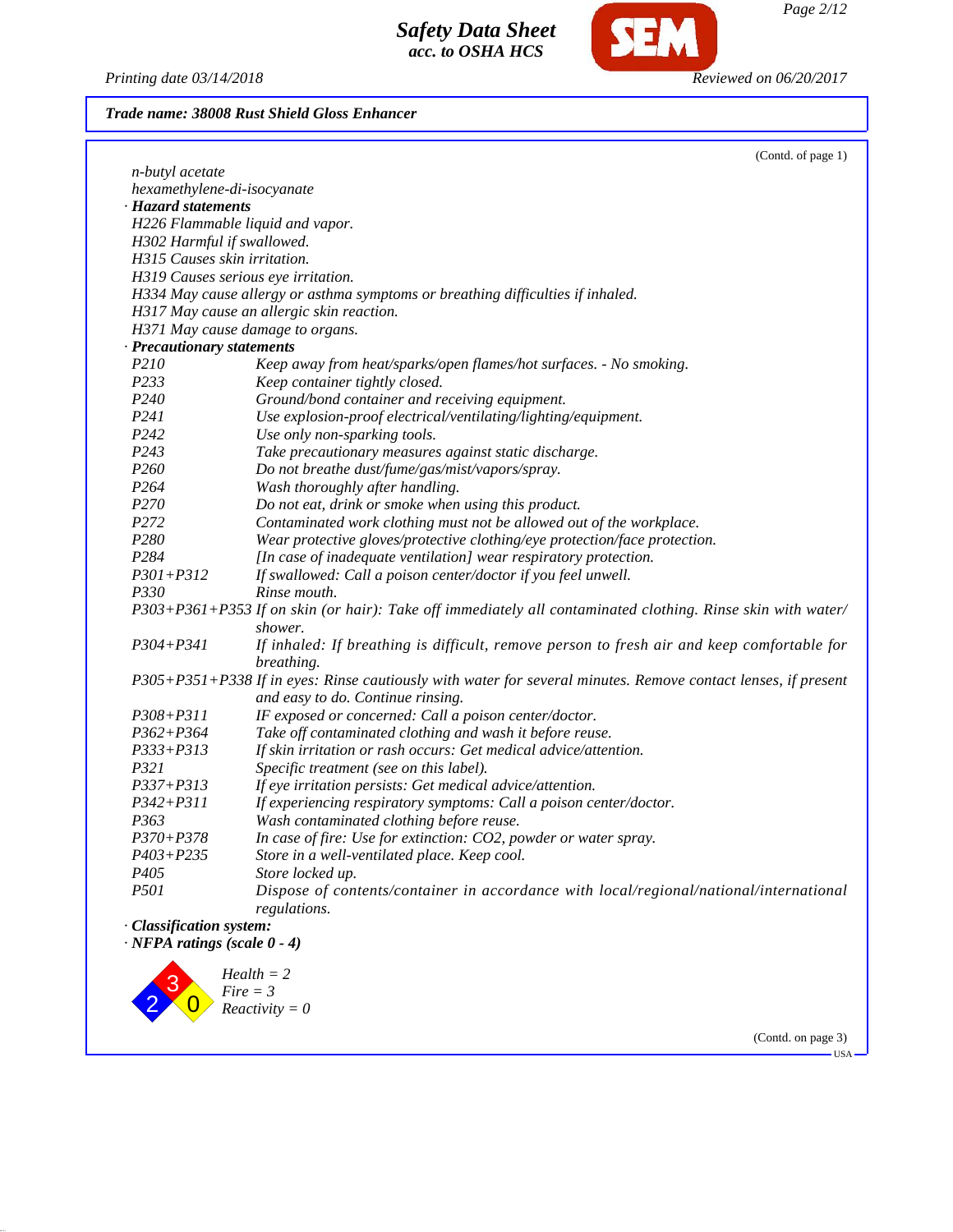*(Contd. of page 1)*

*n-butyl acetate*
*hexamethylene-di-isocyanate*

**· Hazard statements**

*H226 Flammable liquid and vapor.*
*H302 Harmful if swallowed.*
*H315 Causes skin irritation.*
*H319 Causes serious eye irritation.*
*H334 May cause allergy or asthma symptoms or breathing difficulties if inhaled.*
*H317 May cause an allergic skin reaction.*
*H371 May cause damage to organs.*

**· Precautionary statements**

| | |
|---|---|
| P210 | Keep away from heat/sparks/open flames/hot surfaces. - No smoking. |
| P233 | Keep container tightly closed. |
| P240 | Ground/bond container and receiving equipment. |
| P241 | Use explosion-proof electrical/ventilating/lighting/equipment. |
| P242 | Use only non-sparking tools. |
| P243 | Take precautionary measures against static discharge. |
| P260 | Do not breathe dust/fume/gas/mist/vapors/spray. |
| P264 | Wash thoroughly after handling. |
| P270 | Do not eat, drink or smoke when using this product. |
| P272 | Contaminated work clothing must not be allowed out of the workplace. |
| P280 | Wear protective gloves/protective clothing/eye protection/face protection. |
| P284 | [In case of inadequate ventilation] wear respiratory protection. |
| P301+P312 | If swallowed: Call a poison center/doctor if you feel unwell. |
| P330 | Rinse mouth. |
| P303+P361+P353 | If on skin (or hair): Take off immediately all contaminated clothing. Rinse skin with water/shower. |
| P304+P341 | If inhaled: If breathing is difficult, remove person to fresh air and keep comfortable for breathing. |
| P305+P351+P338 | If in eyes: Rinse cautiously with water for several minutes. Remove contact lenses, if present and easy to do. Continue rinsing. |
| P308+P311 | IF exposed or concerned: Call a poison center/doctor. |
| P362+P364 | Take off contaminated clothing and wash it before reuse. |
| P333+P313 | If skin irritation or rash occurs: Get medical advice/attention. |
| P321 | Specific treatment (see on this label). |
| P337+P313 | If eye irritation persists: Get medical advice/attention. |
| P342+P311 | If experiencing respiratory symptoms: Call a poison center/doctor. |
| P363 | Wash contaminated clothing before reuse. |
| P370+P378 | In case of fire: Use for extinction: $CO_2$, powder or water spray. |
| P403+P235 | Store in a well-ventilated place. Keep cool. |
| P405 | Store locked up. |
| P501 | Dispose of contents/container in accordance with local/regional/national/international regulations. |

**· Classification system:**

**· NFPA ratings (scale 0 - 4)**

*Health = 2*
*Fire = 3*
*Reactivity = 0*

*(Contd. on page 3)*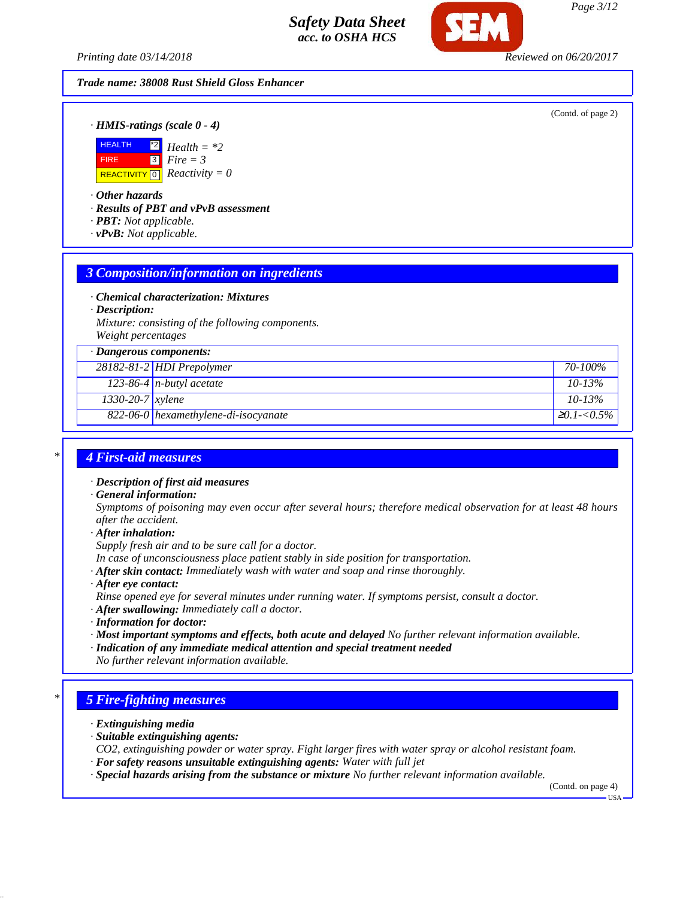Trade name: 38008 Rust Shield Gloss Enhancer

(Contd. of page 2)

· **HMIS-ratings (scale 0 - 4)**

| | | |
|---|---|---|
| HEALTH | *2 | Health = *2 |
| FIRE | 3 | Fire = 3 |
| REACTIVITY | 0 | Reactivity = 0 |

· **Other hazards**
· **Results of PBT and vPvB assessment**
· **PBT:** Not applicable.
· **vPvB:** Not applicable.

## 3 Composition/information on ingredients

· **Chemical characterization: Mixtures**
· **Description:**
Mixture: consisting of the following components.
Weight percentages

| · Dangerous components: | | |
|---|---|---|
| 28182-81-2 | HDI Prepolymer | 70-100% |
| 123-86-4 | n-butyl acetate | 10-13% |
| 1330-20-7 | xylene | 10-13% |
| 822-06-0 | hexamethylene-di-isocyanate | ≥0.1-<0.5% |

## 4 First-aid measures

· **Description of first aid measures**
· **General information:**
Symptoms of poisoning may even occur after several hours; therefore medical observation for at least 48 hours after the accident.
· **After inhalation:**
Supply fresh air and to be sure call for a doctor.
In case of unconsciousness place patient stably in side position for transportation.
· **After skin contact:** Immediately wash with water and soap and rinse thoroughly.
· **After eye contact:**
Rinse opened eye for several minutes under running water. If symptoms persist, consult a doctor.
· **After swallowing:** Immediately call a doctor.
· **Information for doctor:**
· **Most important symptoms and effects, both acute and delayed** No further relevant information available.
· **Indication of any immediate medical attention and special treatment needed**
No further relevant information available.

## 5 Fire-fighting measures

· **Extinguishing media**
· **Suitable extinguishing agents:**
$CO_2$, extinguishing powder or water spray. Fight larger fires with water spray or alcohol resistant foam.
· **For safety reasons unsuitable extinguishing agents:** Water with full jet
· **Special hazards arising from the substance or mixture** No further relevant information available.

(Contd. on page 4)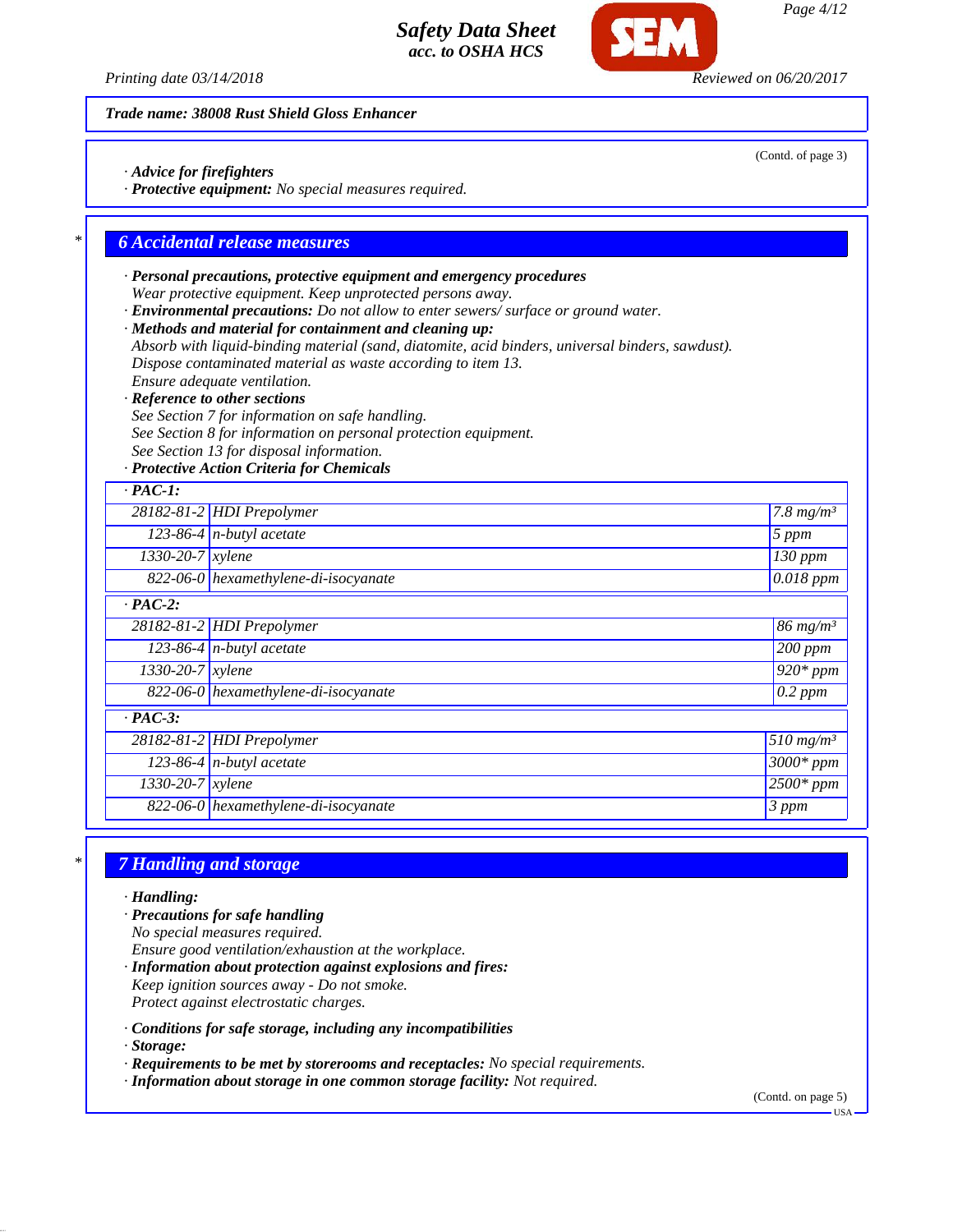Trade name: 38008 Rust Shield Gloss Enhancer

(Contd. of page 3)

· **Advice for firefighters**
· **Protective equipment:** No special measures required.

## 6 Accidental release measures

· **Personal precautions, protective equipment and emergency procedures**
Wear protective equipment. Keep unprotected persons away.
· **Environmental precautions:** Do not allow to enter sewers/ surface or ground water.
· **Methods and material for containment and cleaning up:**
Absorb with liquid-binding material (sand, diatomite, acid binders, universal binders, sawdust).
Dispose contaminated material as waste according to item 13.
Ensure adequate ventilation.
· **Reference to other sections**
See Section 7 for information on safe handling.
See Section 8 for information on personal protection equipment.
See Section 13 for disposal information.
· **Protective Action Criteria for Chemicals**

| · **PAC-1:** | | |
|---|---|---|
| 28182-81-2 | HDI Prepolymer | 7.8 mg/m³ |
| 123-86-4 | n-butyl acetate | 5 ppm |
| 1330-20-7 | xylene | 130 ppm |
| 822-06-0 | hexamethylene-di-isocyanate | 0.018 ppm |
| · **PAC-2:** | | |
| 28182-81-2 | HDI Prepolymer | 86 mg/m³ |
| 123-86-4 | n-butyl acetate | 200 ppm |
| 1330-20-7 | xylene | 920* ppm |
| 822-06-0 | hexamethylene-di-isocyanate | 0.2 ppm |
| · **PAC-3:** | | |
| 28182-81-2 | HDI Prepolymer | 510 mg/m³ |
| 123-86-4 | n-butyl acetate | 3000* ppm |
| 1330-20-7 | xylene | 2500* ppm |
| 822-06-0 | hexamethylene-di-isocyanate | 3 ppm |

## 7 Handling and storage

· **Handling:**
· **Precautions for safe handling**
No special measures required.
Ensure good ventilation/exhaustion at the workplace.
· **Information about protection against explosions and fires:**
Keep ignition sources away - Do not smoke.
Protect against electrostatic charges.

· **Conditions for safe storage, including any incompatibilities**
· **Storage:**
· **Requirements to be met by storerooms and receptacles:** No special requirements.
· **Information about storage in one common storage facility:** Not required.

(Contd. on page 5)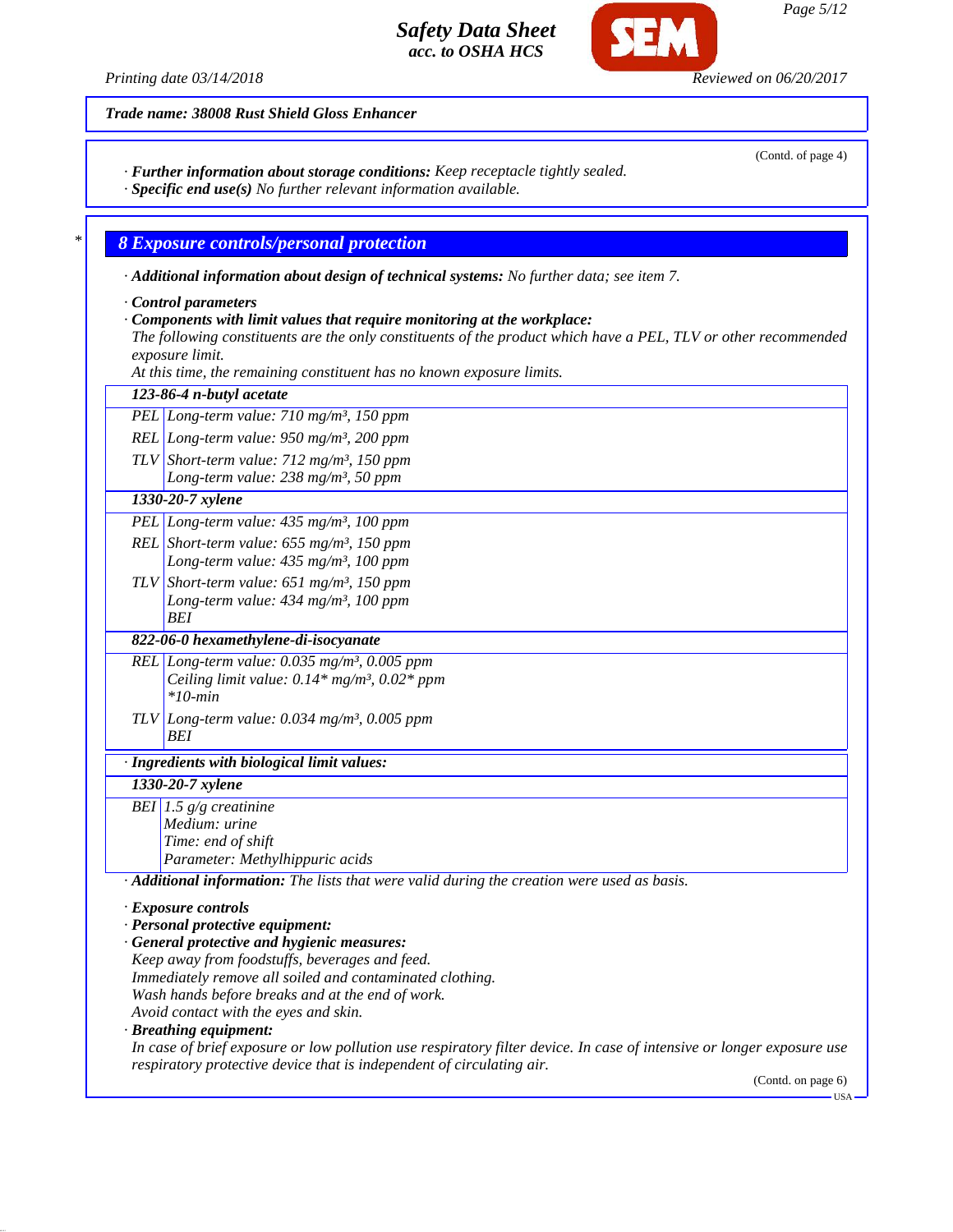Trade name: 38008 Rust Shield Gloss Enhancer

(Contd. of page 4)

· **Further information about storage conditions:** *Keep receptacle tightly sealed.*
· **Specific end use(s)** *No further relevant information available.*

## 8 Exposure controls/personal protection

· **Additional information about design of technical systems:** *No further data; see item 7.*

· **Control parameters**
· **Components with limit values that require monitoring at the workplace:**
*The following constituents are the only constituents of the product which have a PEL, TLV or other recommended exposure limit.*
*At this time, the remaining constituent has no known exposure limits.*

| | |
|---|---|
| **123-86-4 n-butyl acetate** | |
| PEL | Long-term value: 710 mg/m³, 150 ppm |
| REL | Long-term value: 950 mg/m³, 200 ppm |
| TLV | Short-term value: 712 mg/m³, 150 ppm<br>Long-term value: 238 mg/m³, 50 ppm |
| **1330-20-7 xylene** | |
| PEL | Long-term value: 435 mg/m³, 100 ppm |
| REL | Short-term value: 655 mg/m³, 150 ppm<br>Long-term value: 435 mg/m³, 100 ppm |
| TLV | Short-term value: 651 mg/m³, 150 ppm<br>Long-term value: 434 mg/m³, 100 ppm<br>BEI |
| **822-06-0 hexamethylene-di-isocyanate** | |
| REL | Long-term value: 0.035 mg/m³, 0.005 ppm<br>Ceiling limit value: 0.14* mg/m³, 0.02* ppm<br>*10-min |
| TLV | Long-term value: 0.034 mg/m³, 0.005 ppm<br>BEI |

· **Ingredients with biological limit values:**

| | |
|---|---|
| **1330-20-7 xylene** | |
| BEI | 1.5 g/g creatinine<br>Medium: urine<br>Time: end of shift<br>Parameter: Methylhippuric acids |

· **Additional information:** *The lists that were valid during the creation were used as basis.*

· **Exposure controls**
· **Personal protective equipment:**
· **General protective and hygienic measures:**
*Keep away from foodstuffs, beverages and feed.*
*Immediately remove all soiled and contaminated clothing.*
*Wash hands before breaks and at the end of work.*
*Avoid contact with the eyes and skin.*
· **Breathing equipment:**
*In case of brief exposure or low pollution use respiratory filter device. In case of intensive or longer exposure use respiratory protective device that is independent of circulating air.*

(Contd. on page 6)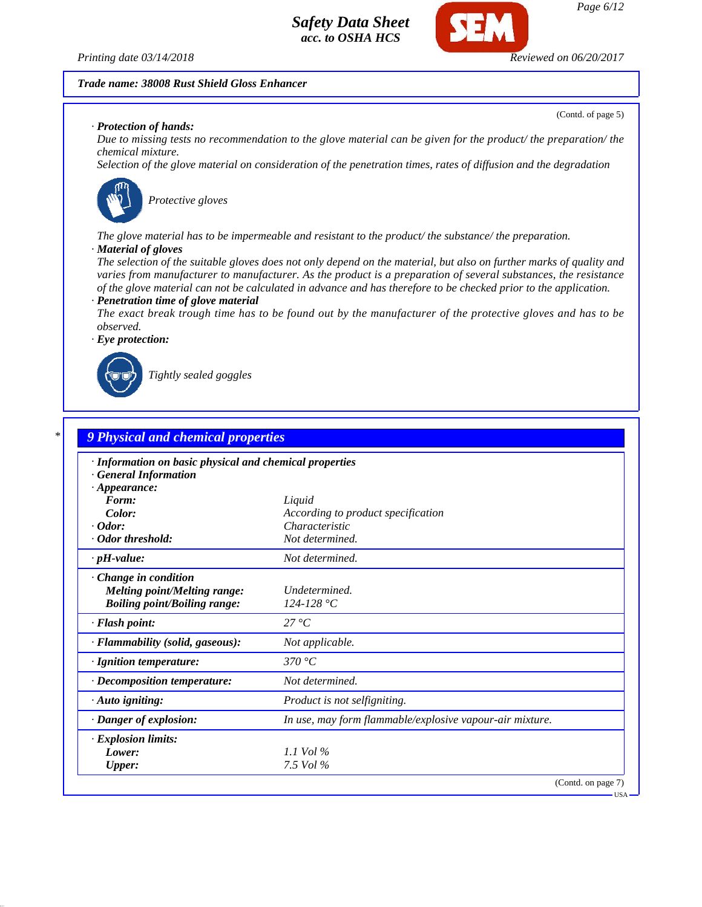**Trade name: 38008 Rust Shield Gloss Enhancer**

(Contd. of page 5)

· **Protection of hands:**
Due to missing tests no recommendation to the glove material can be given for the product/ the preparation/ the chemical mixture.
Selection of the glove material on consideration of the penetration times, rates of diffusion and the degradation

Protective gloves

The glove material has to be impermeable and resistant to the product/ the substance/ the preparation.

· **Material of gloves**
The selection of the suitable gloves does not only depend on the material, but also on further marks of quality and varies from manufacturer to manufacturer. As the product is a preparation of several substances, the resistance of the glove material can not be calculated in advance and has therefore to be checked prior to the application.

· **Penetration time of glove material**
The exact break trough time has to be found out by the manufacturer of the protective gloves and has to be observed.

· **Eye protection:**

Tightly sealed goggles

## 9 Physical and chemical properties

· **Information on basic physical and chemical properties**
· **General Information**
· **Appearance:**

| | |
|---|---|
| **Form:** | Liquid |
| **Color:** | According to product specification |
| · **Odor:** | Characteristic |
| · **Odor threshold:** | Not determined. |
| · **pH-value:** | Not determined. |
| · **Change in condition** | |
| **Melting point/Melting range:** | Undetermined. |
| **Boiling point/Boiling range:** | 124-128 °C |
| · **Flash point:** | 27 °C |
| · **Flammability (solid, gaseous):** | Not applicable. |
| · **Ignition temperature:** | 370 °C |
| · **Decomposition temperature:** | Not determined. |
| · **Auto igniting:** | Product is not selfigniting. |
| · **Danger of explosion:** | In use, may form flammable/explosive vapour-air mixture. |
| · **Explosion limits:** | |
| **Lower:** | 1.1 Vol % |
| **Upper:** | 7.5 Vol % |

(Contd. on page 7)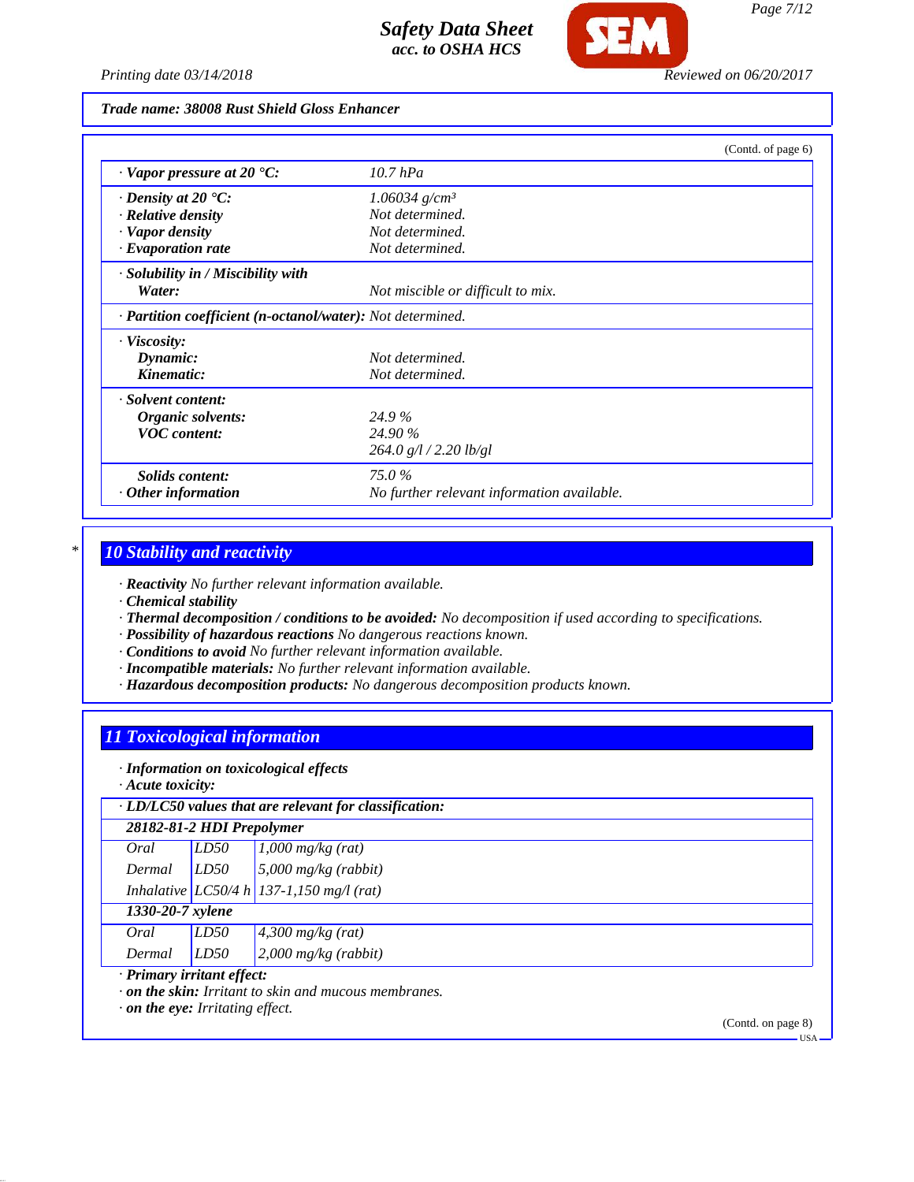**Trade name: 38008 Rust Shield Gloss Enhancer**

(Contd. of page 6)

| | |
|---|---|
| · **Vapor pressure at 20 °C:** | 10.7 hPa |
| · **Density at 20 °C:** | 1.06034 g/cm³ |
| · **Relative density** | Not determined. |
| · **Vapor density** | Not determined. |
| · **Evaporation rate** | Not determined. |
| · **Solubility in / Miscibility with** | |
| **Water:** | Not miscible or difficult to mix. |
| · **Partition coefficient (n-octanol/water):** | Not determined. |
| · **Viscosity:** | |
| **Dynamic:** | Not determined. |
| **Kinematic:** | Not determined. |
| · **Solvent content:** | |
| **Organic solvents:** | 24.9 % |
| **VOC content:** | 24.90 % |
| | 264.0 g/l / 2.20 lb/gl |
| **Solids content:** | 75.0 % |
| · **Other information** | No further relevant information available. |

## 10 Stability and reactivity

· **Reactivity** No further relevant information available.
· **Chemical stability**
· **Thermal decomposition / conditions to be avoided:** No decomposition if used according to specifications.
· **Possibility of hazardous reactions** No dangerous reactions known.
· **Conditions to avoid** No further relevant information available.
· **Incompatible materials:** No further relevant information available.
· **Hazardous decomposition products:** No dangerous decomposition products known.

## 11 Toxicological information

· **Information on toxicological effects**
· **Acute toxicity:**

| · **LD/LC50 values that are relevant for classification:** | | |
|---|---|---|
| **28182-81-2 HDI Prepolymer** | | |
| Oral | LD50 | 1,000 mg/kg (rat) |
| Dermal | LD50 | 5,000 mg/kg (rabbit) |
| Inhalative | LC50/4 h | 137-1,150 mg/l (rat) |
| **1330-20-7 xylene** | | |
| Oral | LD50 | 4,300 mg/kg (rat) |
| Dermal | LD50 | 2,000 mg/kg (rabbit) |

· **Primary irritant effect:**
· **on the skin:** Irritant to skin and mucous membranes.
· **on the eye:** Irritating effect.

(Contd. on page 8)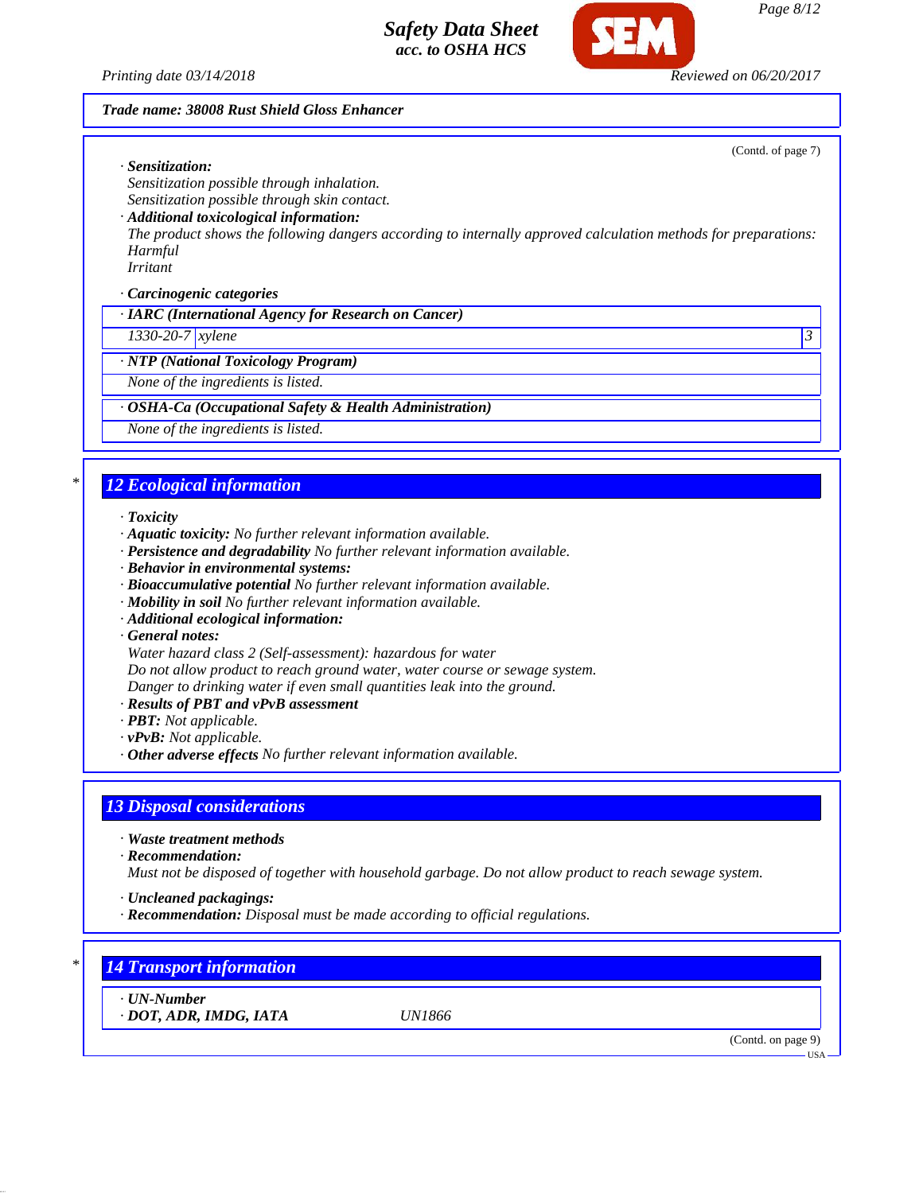**Trade name: 38008 Rust Shield Gloss Enhancer**

(Contd. of page 7)

· **Sensitization:**
Sensitization possible through inhalation.
Sensitization possible through skin contact.
· **Additional toxicological information:**
The product shows the following dangers according to internally approved calculation methods for preparations:
Harmful
Irritant

· **Carcinogenic categories**

| · IARC (International Agency for Research on Cancer) | | |
|---|---|---|
| 1330-20-7 | xylene | 3 |

| · NTP (National Toxicology Program) |
|---|
| None of the ingredients is listed. |

| · OSHA-Ca (Occupational Safety & Health Administration) |
|---|
| None of the ingredients is listed. |

## * 12 Ecological information

· **Toxicity**
· **Aquatic toxicity:** No further relevant information available.
· **Persistence and degradability** No further relevant information available.
· **Behavior in environmental systems:**
· **Bioaccumulative potential** No further relevant information available.
· **Mobility in soil** No further relevant information available.
· **Additional ecological information:**
· **General notes:**
Water hazard class 2 (Self-assessment): hazardous for water
Do not allow product to reach ground water, water course or sewage system.
Danger to drinking water if even small quantities leak into the ground.
· **Results of PBT and vPvB assessment**
· **PBT:** Not applicable.
· **vPvB:** Not applicable.
· **Other adverse effects** No further relevant information available.

## 13 Disposal considerations

· **Waste treatment methods**
· **Recommendation:**
Must not be disposed of together with household garbage. Do not allow product to reach sewage system.

· **Uncleaned packagings:**
· **Recommendation:** Disposal must be made according to official regulations.

## * 14 Transport information

| · UN-Number | |
|---|---|
| · DOT, ADR, IMDG, IATA | UN1866 |

(Contd. on page 9)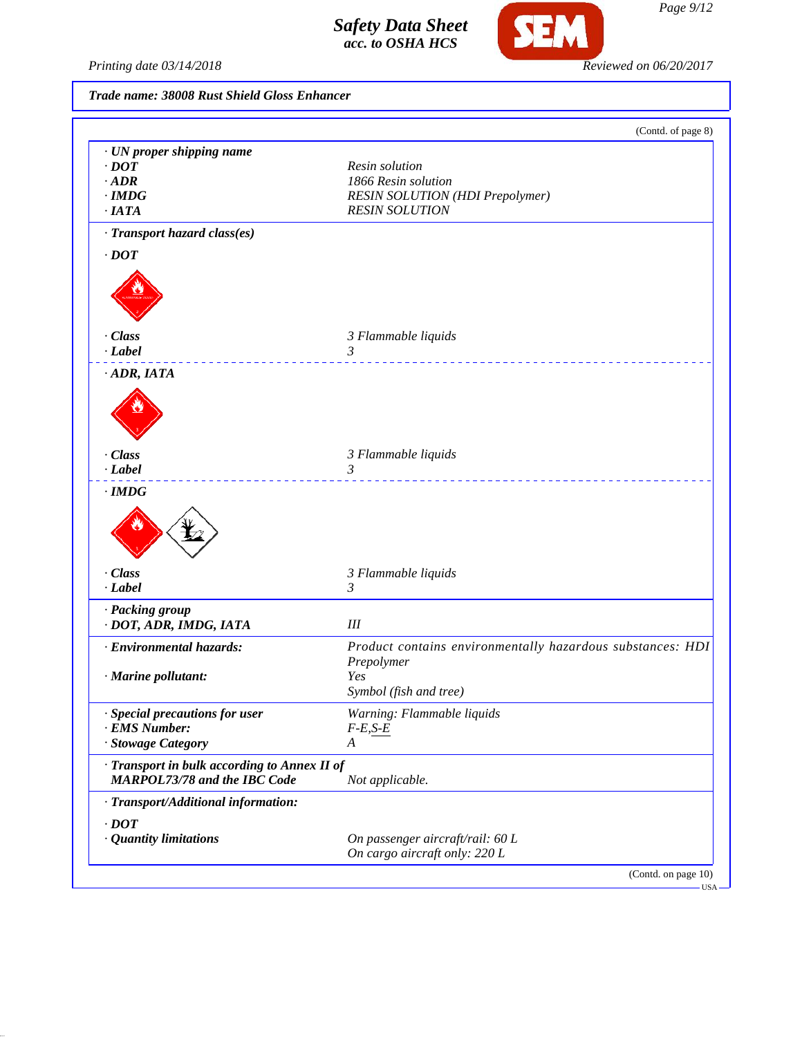Trade name: 38008 Rust Shield Gloss Enhancer

(Contd. of page 8)

| | |
|---|---|
| · **UN proper shipping name** | |
| · **DOT** | Resin solution |
| · **ADR** | 1866 Resin solution |
| · **IMDG** | RESIN SOLUTION (HDI Prepolymer) |
| · **IATA** | RESIN SOLUTION |

· **Transport hazard class(es)**

· **DOT**

| | |
|---|---|
| · **Class** | 3 Flammable liquids |
| · **Label** | 3 |

· **ADR, IATA**

| | |
|---|---|
| · **Class** | 3 Flammable liquids |
| · **Label** | 3 |

· **IMDG**

| | |
|---|---|
| · **Class** | 3 Flammable liquids |
| · **Label** | 3 |

| | |
|---|---|
| · **Packing group** | |
| · **DOT, ADR, IMDG, IATA** | III |
| · **Environmental hazards:** | Product contains environmentally hazardous substances: HDI Prepolymer |
| · **Marine pollutant:** | Yes<br>Symbol (fish and tree) |
| · **Special precautions for user** | Warning: Flammable liquids |
| · **EMS Number:** | F-E,S-E |
| · **Stowage Category** | A |
| · **Transport in bulk according to Annex II of MARPOL73/78 and the IBC Code** | Not applicable. |

· **Transport/Additional information:**

| | |
|---|---|
| · **DOT** | |
| · **Quantity limitations** | On passenger aircraft/rail: 60 L<br>On cargo aircraft only: 220 L |

(Contd. on page 10)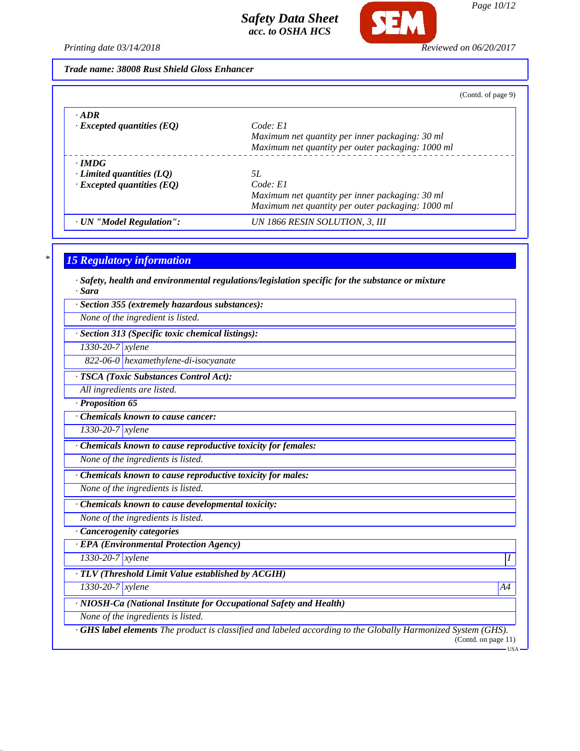*Trade name: 38008 Rust Shield Gloss Enhancer*

(Contd. of page 9)

| | |
|---|---|
| **· ADR** | |
| **· Excepted quantities (EQ)** | *Code: E1* |
| | *Maximum net quantity per inner packaging: 30 ml* |
| | *Maximum net quantity per outer packaging: 1000 ml* |
| **· IMDG** | |
| **· Limited quantities (LQ)** | *5L* |
| **· Excepted quantities (EQ)** | *Code: E1* |
| | *Maximum net quantity per inner packaging: 30 ml* |
| | *Maximum net quantity per outer packaging: 1000 ml* |
| **· UN "Model Regulation":** | *UN 1866 RESIN SOLUTION, 3, III* |

## 15 Regulatory information

**· Safety, health and environmental regulations/legislation specific for the substance or mixture**

**· Sara**

**· Section 355 (extremely hazardous substances):**

*None of the ingredient is listed.*

**· Section 313 (Specific toxic chemical listings):**

| | |
|---|---|
| *1330-20-7* | *xylene* |
| *822-06-0* | *hexamethylene-di-isocyanate* |

**· TSCA (Toxic Substances Control Act):**

*All ingredients are listed.*

**· Proposition 65**

**· Chemicals known to cause cancer:**

| | |
|---|---|
| *1330-20-7* | *xylene* |

**· Chemicals known to cause reproductive toxicity for females:**

*None of the ingredients is listed.*

**· Chemicals known to cause reproductive toxicity for males:**

*None of the ingredients is listed.*

**· Chemicals known to cause developmental toxicity:**

*None of the ingredients is listed.*

**· Cancerogenity categories**

**· EPA (Environmental Protection Agency)**

| | | |
|---|---|---|
| *1330-20-7* | *xylene* | *I* |

**· TLV (Threshold Limit Value established by ACGIH)**

| | | |
|---|---|---|
| *1330-20-7* | *xylene* | *A4* |

**· NIOSH-Ca (National Institute for Occupational Safety and Health)**

*None of the ingredients is listed.*

**· GHS label elements** *The product is classified and labeled according to the Globally Harmonized System (GHS).*

(Contd. on page 11)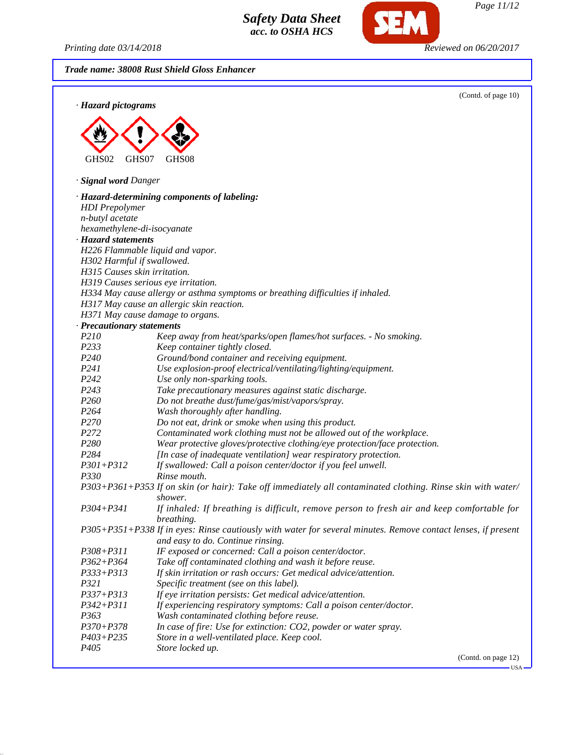**Trade name: 38008 Rust Shield Gloss Enhancer**

(Contd. of page 10)

· **Hazard pictograms**

GHS02 GHS07 GHS08

· **Signal word** Danger

· **Hazard-determining components of labeling:**
HDI Prepolymer
n-butyl acetate
hexamethylene-di-isocyanate

· **Hazard statements**
H226 Flammable liquid and vapor.
H302 Harmful if swallowed.
H315 Causes skin irritation.
H319 Causes serious eye irritation.
H334 May cause allergy or asthma symptoms or breathing difficulties if inhaled.
H317 May cause an allergic skin reaction.
H371 May cause damage to organs.

· **Precautionary statements**

| | |
|---|---|
| P210 | Keep away from heat/sparks/open flames/hot surfaces. - No smoking. |
| P233 | Keep container tightly closed. |
| P240 | Ground/bond container and receiving equipment. |
| P241 | Use explosion-proof electrical/ventilating/lighting/equipment. |
| P242 | Use only non-sparking tools. |
| P243 | Take precautionary measures against static discharge. |
| P260 | Do not breathe dust/fume/gas/mist/vapors/spray. |
| P264 | Wash thoroughly after handling. |
| P270 | Do not eat, drink or smoke when using this product. |
| P272 | Contaminated work clothing must not be allowed out of the workplace. |
| P280 | Wear protective gloves/protective clothing/eye protection/face protection. |
| P284 | [In case of inadequate ventilation] wear respiratory protection. |
| P301+P312 | If swallowed: Call a poison center/doctor if you feel unwell. |
| P330 | Rinse mouth. |
| P303+P361+P353 | If on skin (or hair): Take off immediately all contaminated clothing. Rinse skin with water/shower. |
| P304+P341 | If inhaled: If breathing is difficult, remove person to fresh air and keep comfortable for breathing. |
| P305+P351+P338 | If in eyes: Rinse cautiously with water for several minutes. Remove contact lenses, if present and easy to do. Continue rinsing. |
| P308+P311 | IF exposed or concerned: Call a poison center/doctor. |
| P362+P364 | Take off contaminated clothing and wash it before reuse. |
| P333+P313 | If skin irritation or rash occurs: Get medical advice/attention. |
| P321 | Specific treatment (see on this label). |
| P337+P313 | If eye irritation persists: Get medical advice/attention. |
| P342+P311 | If experiencing respiratory symptoms: Call a poison center/doctor. |
| P363 | Wash contaminated clothing before reuse. |
| P370+P378 | In case of fire: Use for extinction: $CO_2$, powder or water spray. |
| P403+P235 | Store in a well-ventilated place. Keep cool. |
| P405 | Store locked up. |

(Contd. on page 12)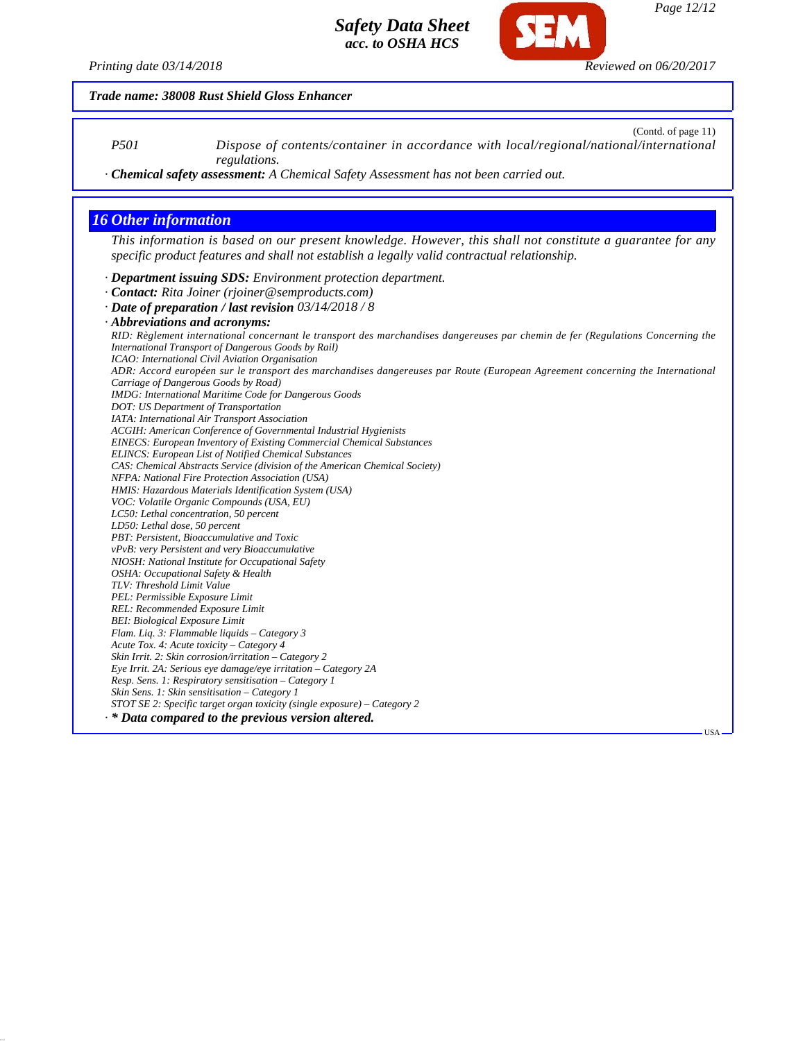**Trade name: 38008 Rust Shield Gloss Enhancer**

(Contd. of page 11)

P501 Dispose of contents/container in accordance with local/regional/national/international regulations.

· **Chemical safety assessment:** A Chemical Safety Assessment has not been carried out.

## 16 Other information

This information is based on our present knowledge. However, this shall not constitute a guarantee for any specific product features and shall not establish a legally valid contractual relationship.

· **Department issuing SDS:** Environment protection department.
· **Contact:** Rita Joiner (rjoiner@semproducts.com)
· **Date of preparation / last revision** 03/14/2018 / 8
· **Abbreviations and acronyms:**

RID: Règlement international concernant le transport des marchandises dangereuses par chemin de fer (Regulations Concerning the International Transport of Dangerous Goods by Rail)
ICAO: International Civil Aviation Organisation
ADR: Accord européen sur le transport des marchandises dangereuses par Route (European Agreement concerning the International Carriage of Dangerous Goods by Road)
IMDG: International Maritime Code for Dangerous Goods
DOT: US Department of Transportation
IATA: International Air Transport Association
ACGIH: American Conference of Governmental Industrial Hygienists
EINECS: European Inventory of Existing Commercial Chemical Substances
ELINCS: European List of Notified Chemical Substances
CAS: Chemical Abstracts Service (division of the American Chemical Society)
NFPA: National Fire Protection Association (USA)
HMIS: Hazardous Materials Identification System (USA)
VOC: Volatile Organic Compounds (USA, EU)
LC50: Lethal concentration, 50 percent
LD50: Lethal dose, 50 percent
PBT: Persistent, Bioaccumulative and Toxic
vPvB: very Persistent and very Bioaccumulative
NIOSH: National Institute for Occupational Safety
OSHA: Occupational Safety & Health
TLV: Threshold Limit Value
PEL: Permissible Exposure Limit
REL: Recommended Exposure Limit
BEI: Biological Exposure Limit
Flam. Liq. 3: Flammable liquids – Category 3
Acute Tox. 4: Acute toxicity – Category 4
Skin Irrit. 2: Skin corrosion/irritation – Category 2
Eye Irrit. 2A: Serious eye damage/eye irritation – Category 2A
Resp. Sens. 1: Respiratory sensitisation – Category 1
Skin Sens. 1: Skin sensitisation – Category 1
STOT SE 2: Specific target organ toxicity (single exposure) – Category 2

· *** Data compared to the previous version altered.**

USA